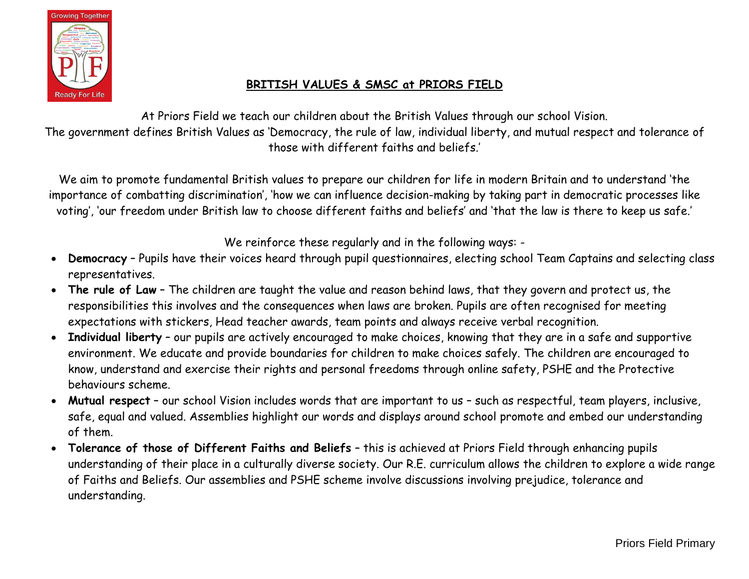# BRITISH VALUES & SMSC at PRIORS FIELD

At Priors Field we teach our children about the British Values through our school Vision.
The government defines British Values as 'Democracy, the rule of law, individual liberty, and mutual respect and tolerance of those with different faiths and beliefs.'

We aim to promote fundamental British values to prepare our children for life in modern Britain and to understand 'the importance of combatting discrimination', 'how we can influence decision-making by taking part in democratic processes like voting', 'our freedom under British law to choose different faiths and beliefs' and 'that the law is there to keep us safe.'

We reinforce these regularly and in the following ways: -

- **Democracy** – Pupils have their voices heard through pupil questionnaires, electing school Team Captains and selecting class representatives.
- **The rule of Law** – The children are taught the value and reason behind laws, that they govern and protect us, the responsibilities this involves and the consequences when laws are broken. Pupils are often recognised for meeting expectations with stickers, Head teacher awards, team points and always receive verbal recognition.
- **Individual liberty** – our pupils are actively encouraged to make choices, knowing that they are in a safe and supportive environment. We educate and provide boundaries for children to make choices safely. The children are encouraged to know, understand and exercise their rights and personal freedoms through online safety, PSHE and the Protective behaviours scheme.
- **Mutual respect** – our school Vision includes words that are important to us – such as respectful, team players, inclusive, safe, equal and valued. Assemblies highlight our words and displays around school promote and embed our understanding of them.
- **Tolerance of those of Different Faiths and Beliefs** – this is achieved at Priors Field through enhancing pupils understanding of their place in a culturally diverse society. Our R.E. curriculum allows the children to explore a wide range of Faiths and Beliefs. Our assemblies and PSHE scheme involve discussions involving prejudice, tolerance and understanding.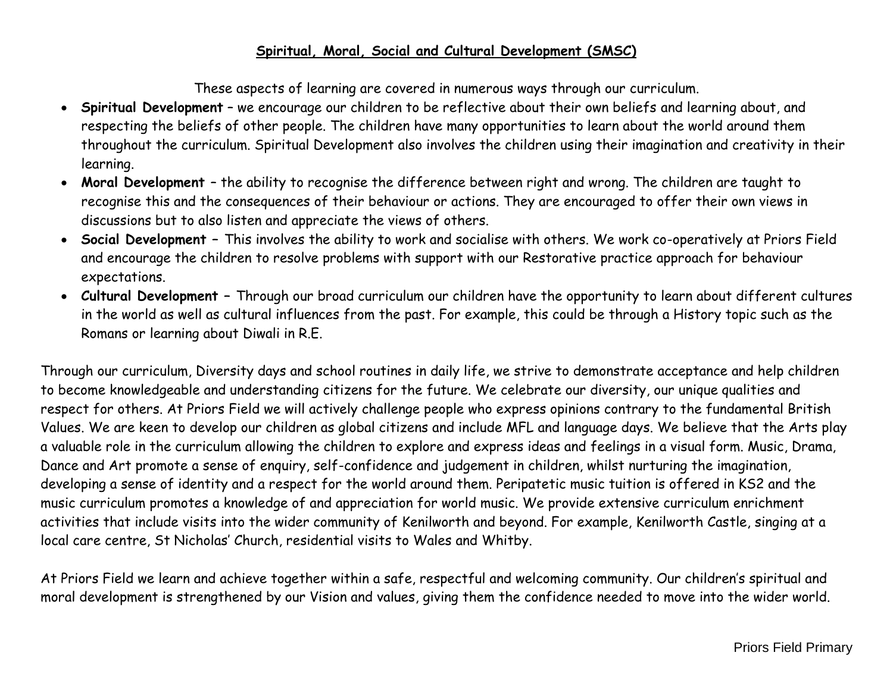## Spiritual, Moral, Social and Cultural Development (SMSC)

These aspects of learning are covered in numerous ways through our curriculum.

- **Spiritual Development** – we encourage our children to be reflective about their own beliefs and learning about, and respecting the beliefs of other people. The children have many opportunities to learn about the world around them throughout the curriculum. Spiritual Development also involves the children using their imagination and creativity in their learning.
- **Moral Development** – the ability to recognise the difference between right and wrong. The children are taught to recognise this and the consequences of their behaviour or actions. They are encouraged to offer their own views in discussions but to also listen and appreciate the views of others.
- **Social Development –** This involves the ability to work and socialise with others. We work co-operatively at Priors Field and encourage the children to resolve problems with support with our Restorative practice approach for behaviour expectations.
- **Cultural Development –** Through our broad curriculum our children have the opportunity to learn about different cultures in the world as well as cultural influences from the past. For example, this could be through a History topic such as the Romans or learning about Diwali in R.E.

Through our curriculum, Diversity days and school routines in daily life, we strive to demonstrate acceptance and help children to become knowledgeable and understanding citizens for the future. We celebrate our diversity, our unique qualities and respect for others. At Priors Field we will actively challenge people who express opinions contrary to the fundamental British Values. We are keen to develop our children as global citizens and include MFL and language days. We believe that the Arts play a valuable role in the curriculum allowing the children to explore and express ideas and feelings in a visual form. Music, Drama, Dance and Art promote a sense of enquiry, self-confidence and judgement in children, whilst nurturing the imagination, developing a sense of identity and a respect for the world around them. Peripatetic music tuition is offered in KS2 and the music curriculum promotes a knowledge of and appreciation for world music. We provide extensive curriculum enrichment activities that include visits into the wider community of Kenilworth and beyond. For example, Kenilworth Castle, singing at a local care centre, St Nicholas' Church, residential visits to Wales and Whitby.

At Priors Field we learn and achieve together within a safe, respectful and welcoming community. Our children's spiritual and moral development is strengthened by our Vision and values, giving them the confidence needed to move into the wider world.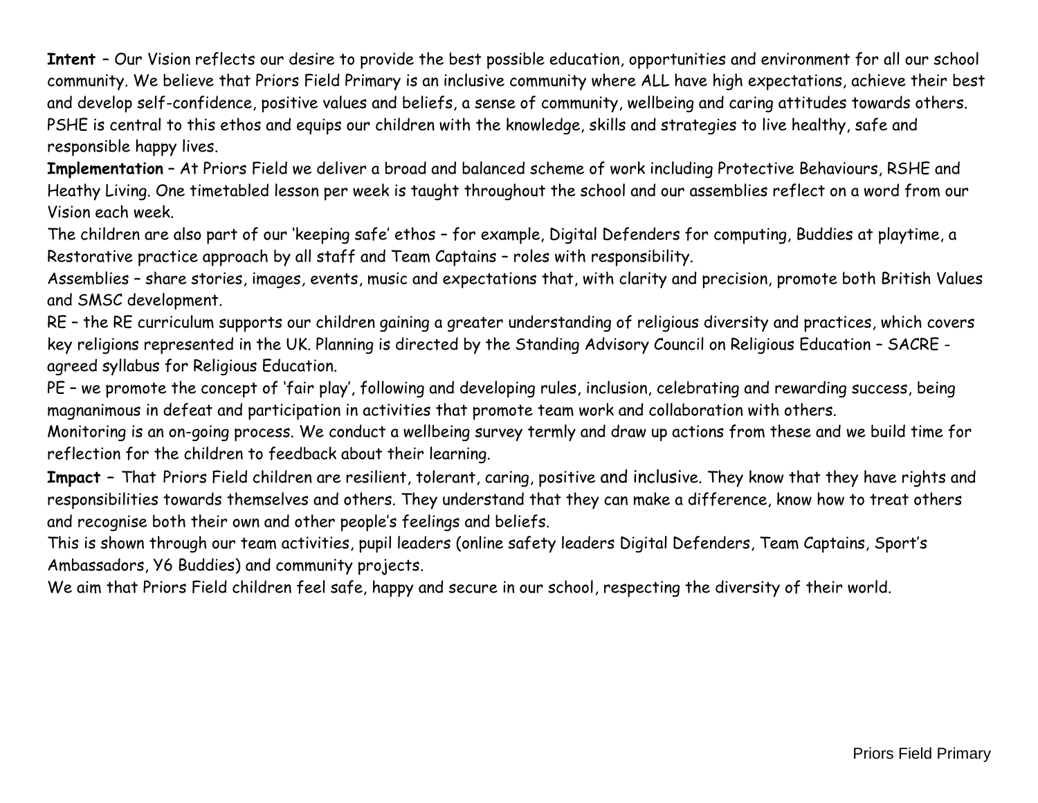**Intent** – Our Vision reflects our desire to provide the best possible education, opportunities and environment for all our school community. We believe that Priors Field Primary is an inclusive community where ALL have high expectations, achieve their best and develop self-confidence, positive values and beliefs, a sense of community, wellbeing and caring attitudes towards others. PSHE is central to this ethos and equips our children with the knowledge, skills and strategies to live healthy, safe and responsible happy lives.

**Implementation** – At Priors Field we deliver a broad and balanced scheme of work including Protective Behaviours, RSHE and Heathy Living. One timetabled lesson per week is taught throughout the school and our assemblies reflect on a word from our Vision each week.

The children are also part of our 'keeping safe' ethos – for example, Digital Defenders for computing, Buddies at playtime, a Restorative practice approach by all staff and Team Captains – roles with responsibility.

Assemblies – share stories, images, events, music and expectations that, with clarity and precision, promote both British Values and SMSC development.

RE – the RE curriculum supports our children gaining a greater understanding of religious diversity and practices, which covers key religions represented in the UK. Planning is directed by the Standing Advisory Council on Religious Education – SACRE - agreed syllabus for Religious Education.

PE – we promote the concept of 'fair play', following and developing rules, inclusion, celebrating and rewarding success, being magnanimous in defeat and participation in activities that promote team work and collaboration with others.

Monitoring is an on-going process. We conduct a wellbeing survey termly and draw up actions from these and we build time for reflection for the children to feedback about their learning.

**Impact** – That Priors Field children are resilient, tolerant, caring, positive and inclusive. They know that they have rights and responsibilities towards themselves and others. They understand that they can make a difference, know how to treat others and recognise both their own and other people's feelings and beliefs.

This is shown through our team activities, pupil leaders (online safety leaders Digital Defenders, Team Captains, Sport's Ambassadors, Y6 Buddies) and community projects.

We aim that Priors Field children feel safe, happy and secure in our school, respecting the diversity of their world.